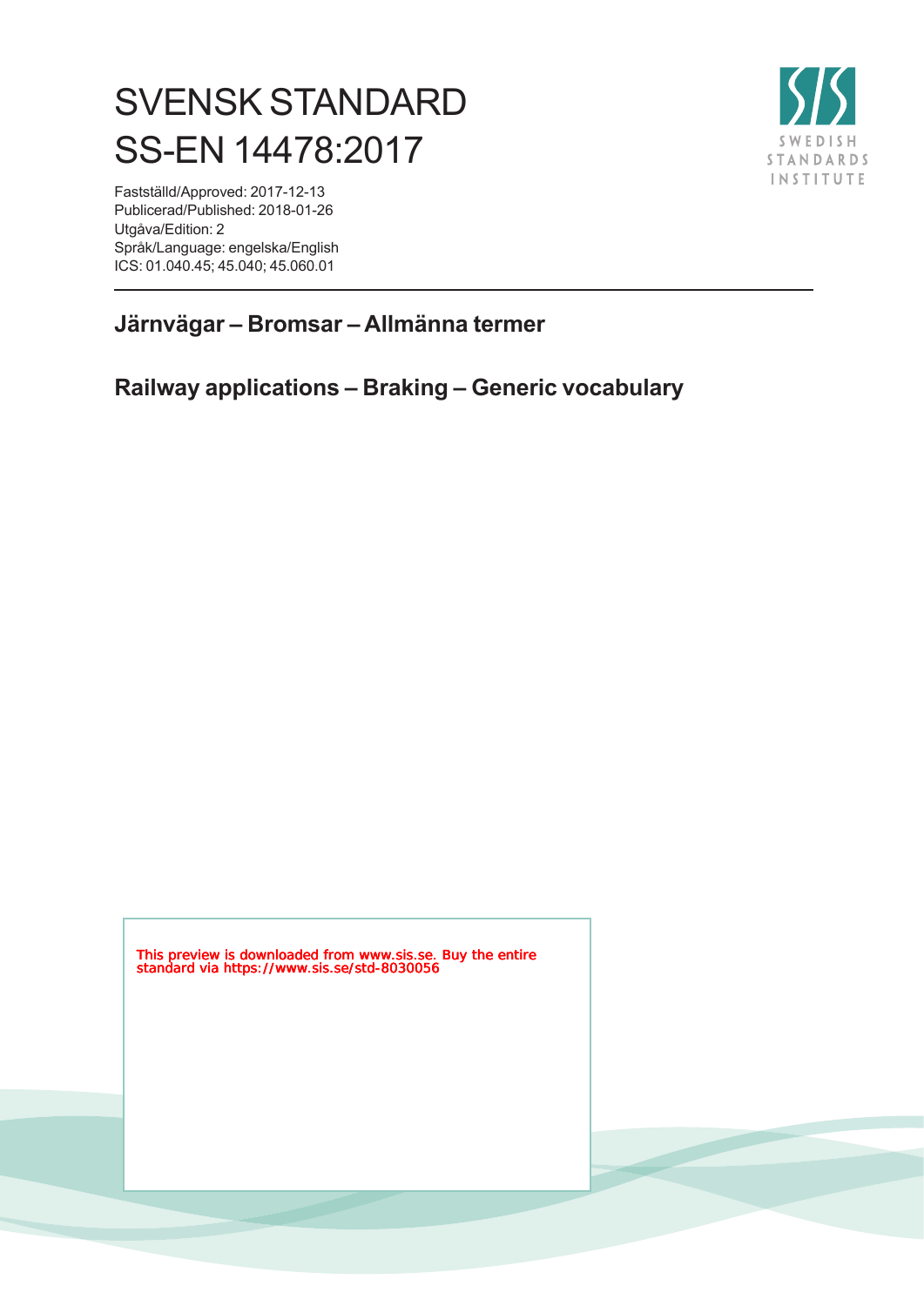# SVENSK STANDARD
# SS-EN 14478:2017

Fastställd/Approved: 2017-12-13
Publicerad/Published: 2018-01-26
Utgåva/Edition: 2
Språk/Language: engelska/English
ICS: 01.040.45; 45.040; 45.060.01

SWEDISH STANDARDS INSTITUTE

## Järnvägar – Bromsar – Allmänna termer

## Railway applications – Braking – Generic vocabulary

This preview is downloaded from www.sis.se. Buy the entire standard via https://www.sis.se/std-8030056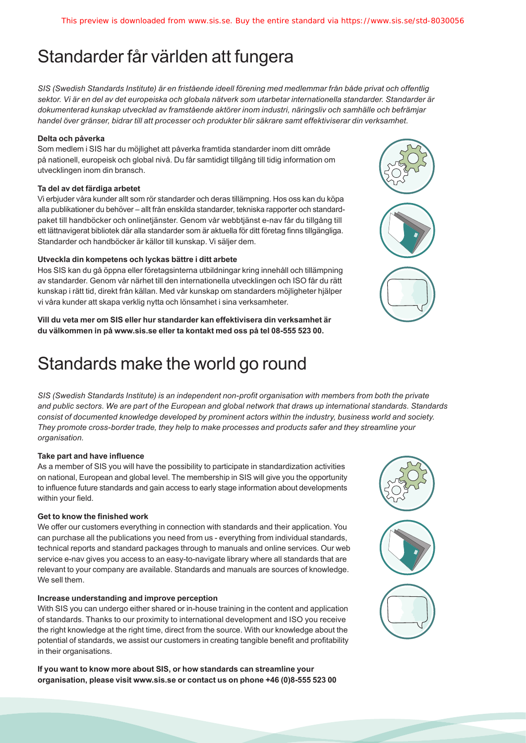# Standarder får världen att fungera

*SIS (Swedish Standards Institute) är en fristående ideell förening med medlemmar från både privat och offentlig sektor. Vi är en del av det europeiska och globala nätverk som utarbetar internationella standarder. Standarder är dokumenterad kunskap utvecklad av framstående aktörer inom industri, näringsliv och samhälle och befrämjar handel över gränser, bidrar till att processer och produkter blir säkrare samt effektiviserar din verksamhet.*

**Delta och påverka**

Som medlem i SIS har du möjlighet att påverka framtida standarder inom ditt område på nationell, europeisk och global nivå. Du får samtidigt tillgång till tidig information om utvecklingen inom din bransch.

**Ta del av det färdiga arbetet**

Vi erbjuder våra kunder allt som rör standarder och deras tillämpning. Hos oss kan du köpa alla publikationer du behöver – allt från enskilda standarder, tekniska rapporter och standardpaket till handböcker och onlinetjänster. Genom vår webbtjänst e-nav får du tillgång till ett lättnavigerat bibliotek där alla standarder som är aktuella för ditt företag finns tillgängliga. Standarder och handböcker är källor till kunskap. Vi säljer dem.

**Utveckla din kompetens och lyckas bättre i ditt arbete**

Hos SIS kan du gå öppna eller företagsinterna utbildningar kring innehåll och tillämpning av standarder. Genom vår närhet till den internationella utvecklingen och ISO får du rätt kunskap i rätt tid, direkt från källan. Med vår kunskap om standarders möjligheter hjälper vi våra kunder att skapa verklig nytta och lönsamhet i sina verksamheter.

**Vill du veta mer om SIS eller hur standarder kan effektivisera din verksamhet är du välkommen in på www.sis.se eller ta kontakt med oss på tel 08-555 523 00.**

# Standards make the world go round

*SIS (Swedish Standards Institute) is an independent non-profit organisation with members from both the private and public sectors. We are part of the European and global network that draws up international standards. Standards consist of documented knowledge developed by prominent actors within the industry, business world and society. They promote cross-border trade, they help to make processes and products safer and they streamline your organisation.*

**Take part and have influence**

As a member of SIS you will have the possibility to participate in standardization activities on national, European and global level. The membership in SIS will give you the opportunity to influence future standards and gain access to early stage information about developments within your field.

**Get to know the finished work**

We offer our customers everything in connection with standards and their application. You can purchase all the publications you need from us - everything from individual standards, technical reports and standard packages through to manuals and online services. Our web service e-nav gives you access to an easy-to-navigate library where all standards that are relevant to your company are available. Standards and manuals are sources of knowledge. We sell them.

**Increase understanding and improve perception**

With SIS you can undergo either shared or in-house training in the content and application of standards. Thanks to our proximity to international development and ISO you receive the right knowledge at the right time, direct from the source. With our knowledge about the potential of standards, we assist our customers in creating tangible benefit and profitability in their organisations.

**If you want to know more about SIS, or how standards can streamline your organisation, please visit www.sis.se or contact us on phone +46 (0)8-555 523 00**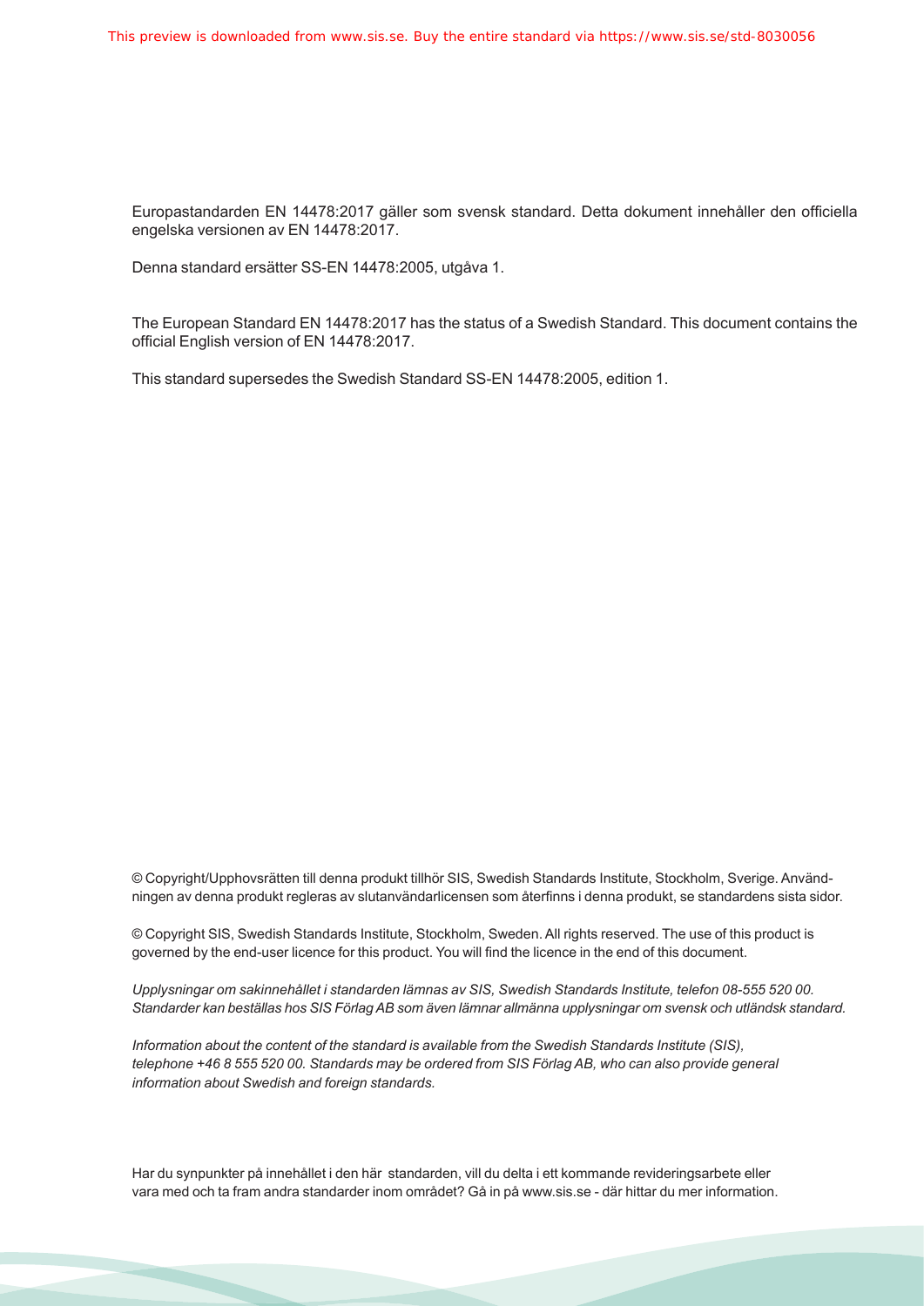Europastandarden EN 14478:2017 gäller som svensk standard. Detta dokument innehåller den officiella engelska versionen av EN 14478:2017.

Denna standard ersätter SS-EN 14478:2005, utgåva 1.

The European Standard EN 14478:2017 has the status of a Swedish Standard. This document contains the official English version of EN 14478:2017.

This standard supersedes the Swedish Standard SS-EN 14478:2005, edition 1.

© Copyright/Upphovsrätten till denna produkt tillhör SIS, Swedish Standards Institute, Stockholm, Sverige. Användningen av denna produkt regleras av slutanvändarlicensen som återfinns i denna produkt, se standardens sista sidor.

© Copyright SIS, Swedish Standards Institute, Stockholm, Sweden. All rights reserved. The use of this product is governed by the end-user licence for this product. You will find the licence in the end of this document.

*Upplysningar om sakinnehållet i standarden lämnas av SIS, Swedish Standards Institute, telefon 08-555 520 00. Standarder kan beställas hos SIS Förlag AB som även lämnar allmänna upplysningar om svensk och utländsk standard.*

*Information about the content of the standard is available from the Swedish Standards Institute (SIS), telephone +46 8 555 520 00. Standards may be ordered from SIS Förlag AB, who can also provide general information about Swedish and foreign standards.*

Har du synpunkter på innehållet i den här standarden, vill du delta i ett kommande revideringsarbete eller vara med och ta fram andra standarder inom området? Gå in på www.sis.se - där hittar du mer information.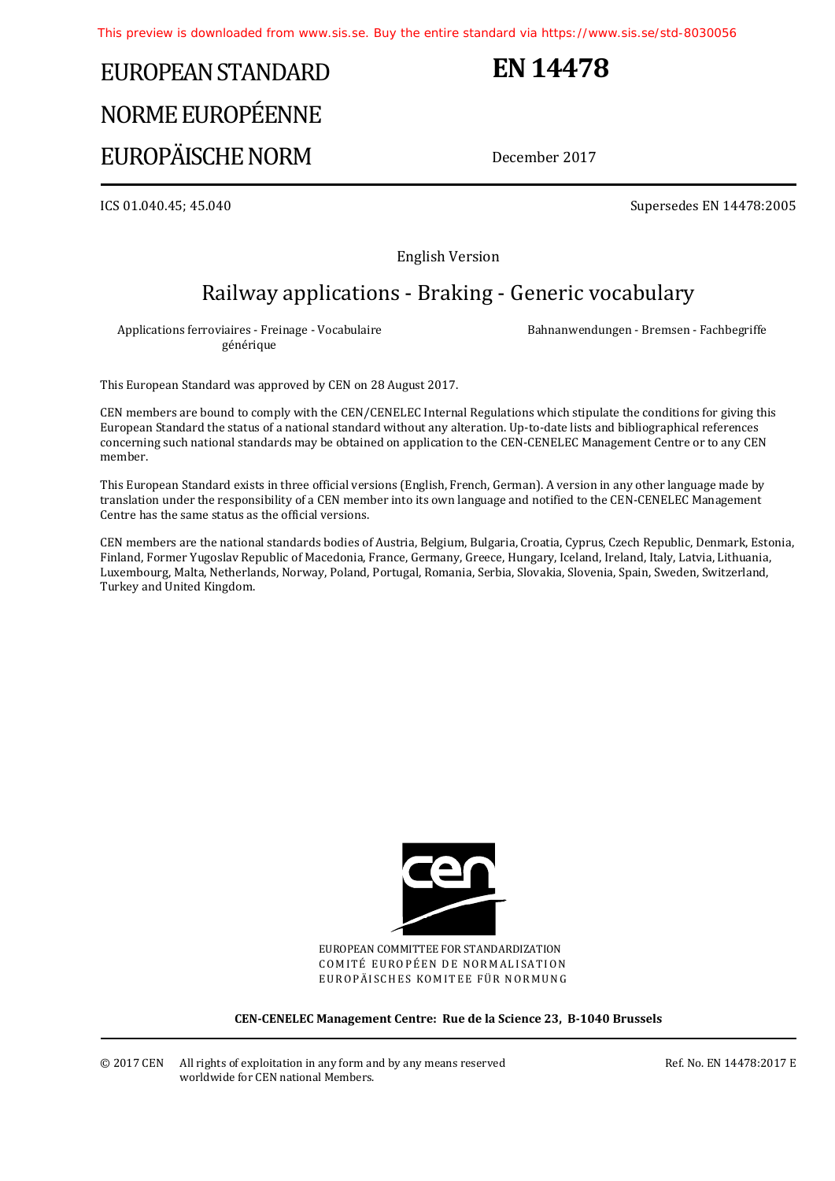# EUROPEAN STANDARD
# NORME EUROPÉENNE
# EUROPÄISCHE NORM

# EN 14478

December 2017

ICS 01.040.45; 45.040

Supersedes EN 14478:2005

English Version

## Railway applications - Braking - Generic vocabulary

Applications ferroviaires - Freinage - Vocabulaire générique

Bahnanwendungen - Bremsen - Fachbegriffe

This European Standard was approved by CEN on 28 August 2017.

CEN members are bound to comply with the CEN/CENELEC Internal Regulations which stipulate the conditions for giving this European Standard the status of a national standard without any alteration. Up-to-date lists and bibliographical references concerning such national standards may be obtained on application to the CEN-CENELEC Management Centre or to any CEN member.

This European Standard exists in three official versions (English, French, German). A version in any other language made by translation under the responsibility of a CEN member into its own language and notified to the CEN-CENELEC Management Centre has the same status as the official versions.

CEN members are the national standards bodies of Austria, Belgium, Bulgaria, Croatia, Cyprus, Czech Republic, Denmark, Estonia, Finland, Former Yugoslav Republic of Macedonia, France, Germany, Greece, Hungary, Iceland, Ireland, Italy, Latvia, Lithuania, Luxembourg, Malta, Netherlands, Norway, Poland, Portugal, Romania, Serbia, Slovakia, Slovenia, Spain, Sweden, Switzerland, Turkey and United Kingdom.

EUROPEAN COMMITTEE FOR STANDARDIZATION
COMITÉ EUROPÉEN DE NORMALISATION
EUROPÄISCHES KOMITEE FÜR NORMUNG

**CEN-CENELEC Management Centre: Rue de la Science 23, B-1040 Brussels**

© 2017 CEN All rights of exploitation in any form and by any means reserved worldwide for CEN national Members.

Ref. No. EN 14478:2017 E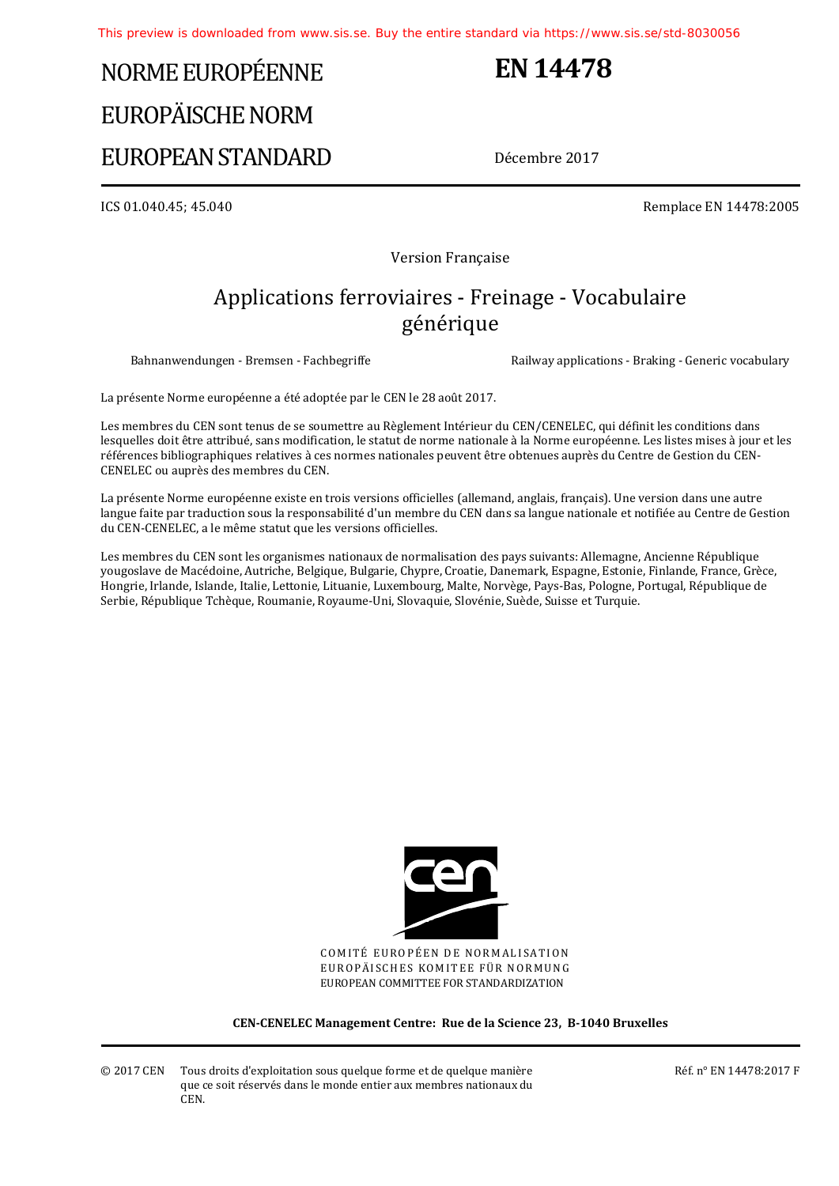# NORME EUROPÉENNE

# EUROPÄISCHE NORM

# EUROPEAN STANDARD

# EN 14478

Décembre 2017

ICS 01.040.45; 45.040

Remplace EN 14478:2005

Version Française

## Applications ferroviaires - Freinage - Vocabulaire générique

Bahnanwendungen - Bremsen - Fachbegriffe

Railway applications - Braking - Generic vocabulary

La présente Norme européenne a été adoptée par le CEN le 28 août 2017.

Les membres du CEN sont tenus de se soumettre au Règlement Intérieur du CEN/CENELEC, qui définit les conditions dans lesquelles doit être attribué, sans modification, le statut de norme nationale à la Norme européenne. Les listes mises à jour et les références bibliographiques relatives à ces normes nationales peuvent être obtenues auprès du Centre de Gestion du CEN-CENELEC ou auprès des membres du CEN.

La présente Norme européenne existe en trois versions officielles (allemand, anglais, français). Une version dans une autre langue faite par traduction sous la responsabilité d'un membre du CEN dans sa langue nationale et notifiée au Centre de Gestion du CEN-CENELEC, a le même statut que les versions officielles.

Les membres du CEN sont les organismes nationaux de normalisation des pays suivants: Allemagne, Ancienne République yougoslave de Macédoine, Autriche, Belgique, Bulgarie, Chypre, Croatie, Danemark, Espagne, Estonie, Finlande, France, Grèce, Hongrie, Irlande, Islande, Italie, Lettonie, Lituanie, Luxembourg, Malte, Norvège, Pays-Bas, Pologne, Portugal, République de Serbie, République Tchèque, Roumanie, Royaume-Uni, Slovaquie, Slovénie, Suède, Suisse et Turquie.

COMITÉ EUROPÉEN DE NORMALISATION
EUROPÄISCHES KOMITEE FÜR NORMUNG
EUROPEAN COMMITTEE FOR STANDARDIZATION

**CEN-CENELEC Management Centre: Rue de la Science 23, B-1040 Bruxelles**

© 2017 CEN Tous droits d'exploitation sous quelque forme et de quelque manière que ce soit réservés dans le monde entier aux membres nationaux du CEN.

Réf. n° EN 14478:2017 F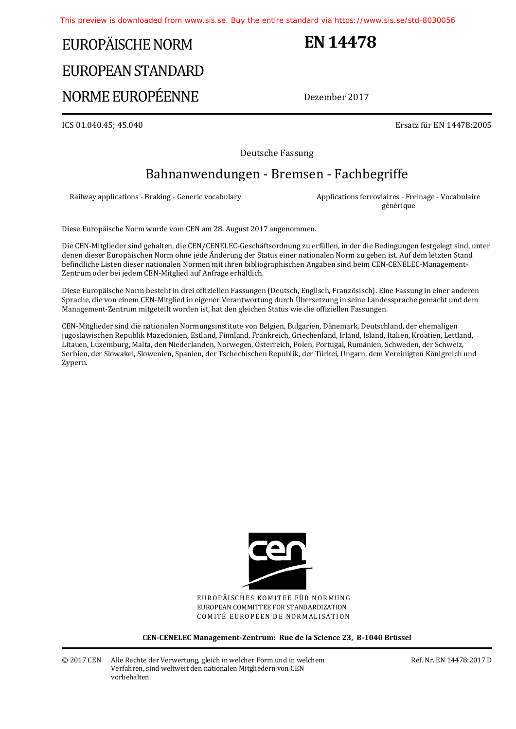# EUROPÄISCHE NORM
# EUROPEAN STANDARD
# NORME EUROPÉENNE

**EN 14478**

Dezember 2017

ICS 01.040.45; 45.040

Ersatz für EN 14478:2005

Deutsche Fassung

## Bahnanwendungen - Bremsen - Fachbegriffe

Railway applications - Braking - Generic vocabulary

Applications ferroviaires - Freinage - Vocabulaire générique

Diese Europäische Norm wurde vom CEN am 28. August 2017 angenommen.

Die CEN-Mitglieder sind gehalten, die CEN/CENELEC-Geschäftsordnung zu erfüllen, in der die Bedingungen festgelegt sind, unter denen dieser Europäischen Norm ohne jede Änderung der Status einer nationalen Norm zu geben ist. Auf dem letzten Stand befindliche Listen dieser nationalen Normen mit ihren bibliographischen Angaben sind beim CEN-CENELEC-Management-Zentrum oder bei jedem CEN-Mitglied auf Anfrage erhältlich.

Diese Europäische Norm besteht in drei offiziellen Fassungen (Deutsch, Englisch, Französisch). Eine Fassung in einer anderen Sprache, die von einem CEN-Mitglied in eigener Verantwortung durch Übersetzung in seine Landessprache gemacht und dem Management-Zentrum mitgeteilt worden ist, hat den gleichen Status wie die offiziellen Fassungen.

CEN-Mitglieder sind die nationalen Normungsinstitute von Belgien, Bulgarien, Dänemark, Deutschland, der ehemaligen jugoslawischen Republik Mazedonien, Estland, Finnland, Frankreich, Griechenland, Irland, Island, Italien, Kroatien, Lettland, Litauen, Luxemburg, Malta, den Niederlanden, Norwegen, Österreich, Polen, Portugal, Rumänien, Schweden, der Schweiz, Serbien, der Slowakei, Slowenien, Spanien, der Tschechischen Republik, der Türkei, Ungarn, dem Vereinigten Königreich und Zypern.

EUROPÄISCHES KOMITEE FÜR NORMUNG
EUROPEAN COMMITTEE FOR STANDARDIZATION
COMITÉ EUROPÉEN DE NORMALISATION

**CEN-CENELEC Management-Zentrum: Rue de la Science 23, B-1040 Brüssel**

© 2017 CEN Alle Rechte der Verwertung, gleich in welcher Form und in welchem Verfahren, sind weltweit den nationalen Mitgliedern von CEN vorbehalten.

Ref. Nr. EN 14478:2017 D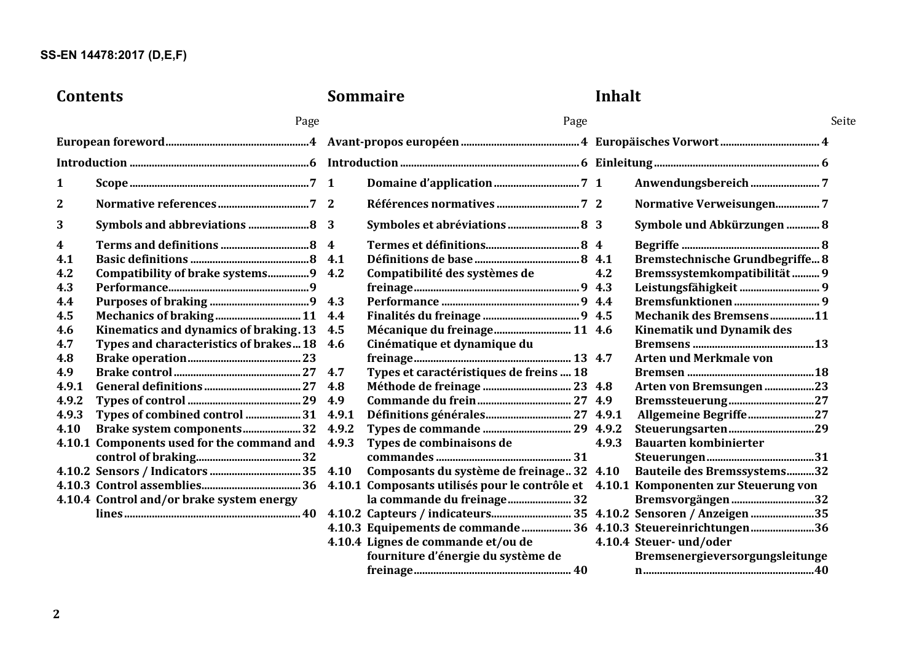## Contents

Page

European foreword ....... 4

Introduction ....... 6

1 Scope ....... 7

2 Normative references ....... 7

3 Symbols and abbreviations ....... 8

4 Terms and definitions ....... 8

4.1 Basic definitions ....... 8

4.2 Compatibility of brake systems ....... 9

4.3 Performance ....... 9

4.4 Purposes of braking ....... 9

4.5 Mechanics of braking ....... 11

4.6 Kinematics and dynamics of braking ....... 13

4.7 Types and characteristics of brakes ....... 18

4.8 Brake operation ....... 23

4.9 Brake control ....... 27

4.9.1 General definitions ....... 27

4.9.2 Types of control ....... 29

4.9.3 Types of combined control ....... 31

4.10 Brake system components ....... 32

4.10.1 Components used for the command and control of braking ....... 32

4.10.2 Sensors / Indicators ....... 35

4.10.3 Control assemblies ....... 36

4.10.4 Control and/or brake system energy lines ....... 40

## Sommaire

Page

Avant-propos européen ....... 4

Introduction ....... 6

1 Domaine d'application ....... 7

2 Références normatives ....... 7

3 Symboles et abréviations ....... 8

4 Termes et définitions ....... 8

4.1 Définitions de base ....... 8

4.2 Compatibilité des systèmes de freinage ....... 9

4.3 Performance ....... 9

4.4 Finalités du freinage ....... 9

4.5 Mécanique du freinage ....... 11

4.6 Cinématique et dynamique du freinage ....... 13

4.7 Types et caractéristiques de freins ....... 18

4.8 Méthode de freinage ....... 23

4.9 Commande du frein ....... 27

4.9.1 Définitions générales ....... 27

4.9.2 Types de commande ....... 29

4.9.3 Types de combinaisons de commandes ....... 31

4.10 Composants du système de freinage ....... 32

4.10.1 Composants utilisés pour le contrôle et la commande du freinage ....... 32

4.10.2 Capteurs / indicateurs ....... 35

4.10.3 Equipements de commande ....... 36

4.10.4 Lignes de commande et/ou de fourniture d'énergie du système de freinage ....... 40

## Inhalt

Seite

Europäisches Vorwort ....... 4

Einleitung ....... 6

1 Anwendungsbereich ....... 7

2 Normative Verweisungen ....... 7

3 Symbole und Abkürzungen ....... 8

4 Begriffe ....... 8

4.1 Bremstechnische Grundbegriffe ....... 8

4.2 Bremssystemkompatibilität ....... 9

4.3 Leistungsfähigkeit ....... 9

4.4 Bremsfunktionen ....... 9

4.5 Mechanik des Bremsens ....... 11

4.6 Kinematik und Dynamik des Bremsens ....... 13

4.7 Arten und Merkmale von Bremsen ....... 18

4.8 Arten von Bremsungen ....... 23

4.9 Bremssteuerung ....... 27

4.9.1 Allgemeine Begriffe ....... 27

4.9.2 Steuerungsarten ....... 29

4.9.3 Bauarten kombinierter Steuerungen ....... 31

4.10 Bauteile des Bremssystems ....... 32

4.10.1 Komponenten zur Steuerung von Bremsvorgängen ....... 32

4.10.2 Sensoren / Anzeigen ....... 35

4.10.3 Steuereinrichtungen ....... 36

4.10.4 Steuer- und/oder Bremsenergieversorgungsleitungen ....... 40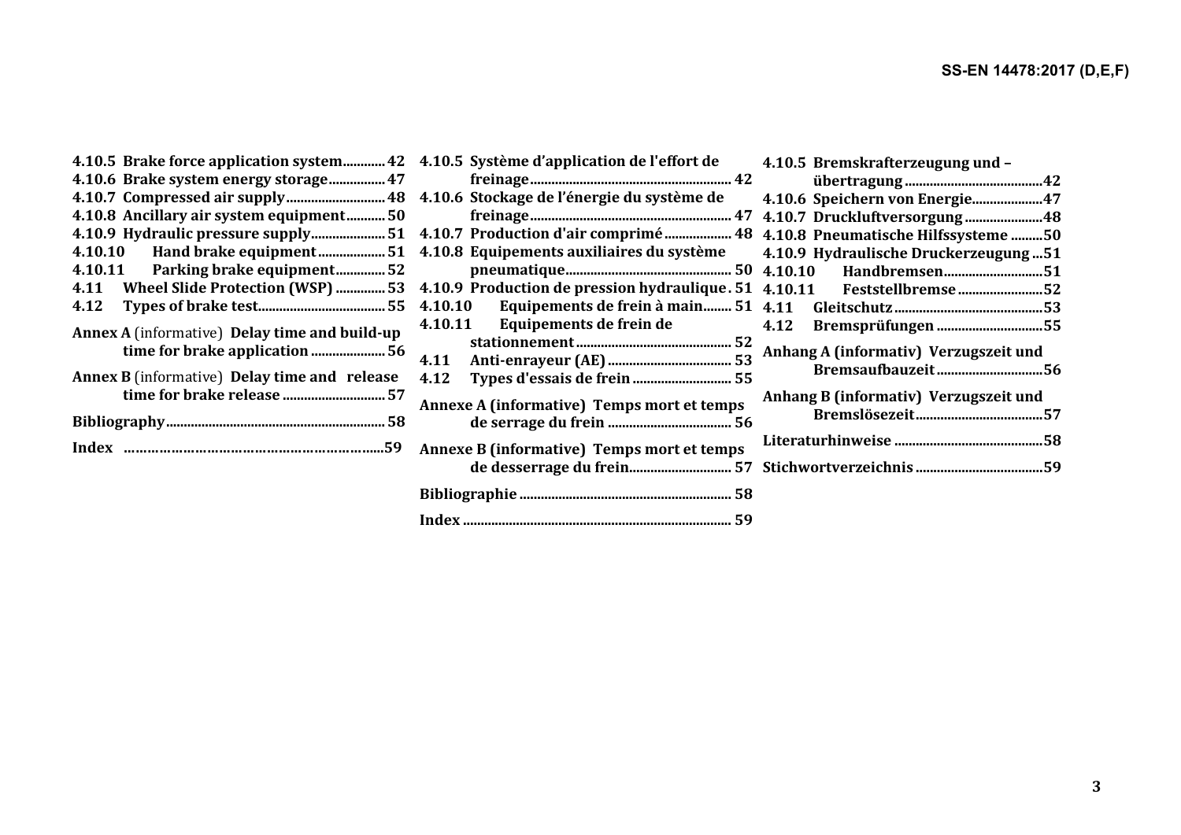4.10.5 Brake force application system ............ 42
4.10.6 Brake system energy storage ................ 47
4.10.7 Compressed air supply ............................ 48
4.10.8 Ancillary air system equipment ........... 50
4.10.9 Hydraulic pressure supply ..................... 51
4.10.10 Hand brake equipment ................... 51
4.10.11 Parking brake equipment .............. 52
4.11 Wheel Slide Protection (WSP) .............. 53
4.12 Types of brake test .................................... 55

**Annex A** (informative) **Delay time and build-up time for brake application** ..................... 56

**Annex B** (informative) **Delay time and release time for brake release** ............................. 57

**Bibliography** ............................................................. 58

**Index** ..............................................................59

4.10.5 Système d'application de l'effort de freinage ......................................................... 42
4.10.6 Stockage de l'énergie du système de freinage ......................................................... 47
4.10.7 Production d'air comprimé ................... 48
4.10.8 Equipements auxiliaires du système pneumatique ................................................ 50
4.10.9 Production de pression hydraulique . 51
4.10.10 Equipements de frein à main ........ 51
4.10.11 Equipements de frein de stationnement ............................................ 52
4.11 Anti-enrayeur (AE) ................................... 53
4.12 Types d'essais de frein ............................ 55

**Annexe A (informative) Temps mort et temps de serrage du frein** .................................. 56

**Annexe B (informative) Temps mort et temps de desserrage du frein** ............................. 57

**Bibliographie** ............................................................ 58

**Index** ........................................................................... 59

4.10.5 Bremskrafterzeugung und –übertragung .......................................42
4.10.6 Speichern von Energie ....................47
4.10.7 Druckluftversorgung ......................48
4.10.8 Pneumatische Hilfssysteme .........50
4.10.9 Hydraulische Druckerzeugung ...51
4.10.10 Handbremsen ............................51
4.10.11 Feststellbremse ........................52
4.11 Gleitschutz ..........................................53
4.12 Bremsprüfungen ..............................55

**Anhang A (informativ) Verzugszeit und Bremsaufbauzeit** ..............................56

**Anhang B (informativ) Verzugszeit und Bremslösezeit** ....................................57

**Literaturhinweise** ..........................................58

**Stichwortverzeichnis** ....................................59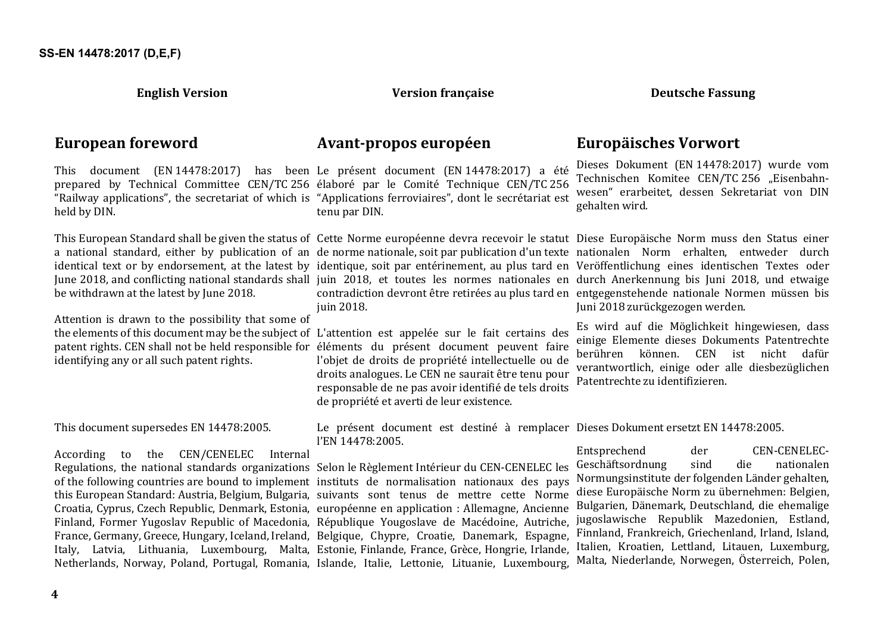**English Version**

## European foreword

This document (EN 14478:2017) has been prepared by Technical Committee CEN/TC 256 “Railway applications”, the secretariat of which is held by DIN.

This European Standard shall be given the status of a national standard, either by publication of an identical text or by endorsement, at the latest by June 2018, and conflicting national standards shall be withdrawn at the latest by June 2018.

Attention is drawn to the possibility that some of the elements of this document may be the subject of patent rights. CEN shall not be held responsible for identifying any or all such patent rights.

This document supersedes EN 14478:2005.

According to the CEN/CENELEC Internal Regulations, the national standards organizations of the following countries are bound to implement this European Standard: Austria, Belgium, Bulgaria, Croatia, Cyprus, Czech Republic, Denmark, Estonia, Finland, Former Yugoslav Republic of Macedonia, France, Germany, Greece, Hungary, Iceland, Ireland, Italy, Latvia, Lithuania, Luxembourg, Malta, Netherlands, Norway, Poland, Portugal, Romania,

**Version française**

## Avant-propos européen

Le présent document (EN 14478:2017) a été élaboré par le Comité Technique CEN/TC 256 “Applications ferroviaires”, dont le secrétariat est tenu par DIN.

Cette Norme européenne devra recevoir le statut de norme nationale, soit par publication d'un texte identique, soit par entérinement, au plus tard en juin 2018, et toutes les normes nationales en contradiction devront être retirées au plus tard en juin 2018.

L'attention est appelée sur le fait certains des éléments du présent document peuvent faire l'objet de droits de propriété intellectuelle ou de droits analogues. Le CEN ne saurait être tenu pour responsable de ne pas avoir identifié de tels droits de propriété et averti de leur existence.

Le présent document est destiné à remplacer l’EN 14478:2005.

Selon le Règlement Intérieur du CEN-CENELEC les instituts de normalisation nationaux des pays suivants sont tenus de mettre cette Norme européenne en application : Allemagne, Ancienne République Yougoslave de Macédoine, Autriche, Belgique, Chypre, Croatie, Danemark, Espagne, Estonie, Finlande, France, Grèce, Hongrie, Irlande, Islande, Italie, Lettonie, Lituanie, Luxembourg,

**Deutsche Fassung**

## Europäisches Vorwort

Dieses Dokument (EN 14478:2017) wurde vom Technischen Komitee CEN/TC 256 „Eisenbahnwesen“ erarbeitet, dessen Sekretariat von DIN gehalten wird.

Diese Europäische Norm muss den Status einer nationalen Norm erhalten, entweder durch Veröffentlichung eines identischen Textes oder durch Anerkennung bis Juni 2018, und etwaige entgegenstehende nationale Normen müssen bis Juni 2018 zurückgezogen werden.

Es wird auf die Möglichkeit hingewiesen, dass einige Elemente dieses Dokuments Patentrechte berühren können. CEN ist nicht dafür verantwortlich, einige oder alle diesbezüglichen Patentrechte zu identifizieren.

Dieses Dokument ersetzt EN 14478:2005.

Entsprechend der CEN-CENELEC-Geschäftsordnung sind die nationalen Normungsinstitute der folgenden Länder gehalten, diese Europäische Norm zu übernehmen: Belgien, Bulgarien, Dänemark, Deutschland, die ehemalige jugoslawische Republik Mazedonien, Estland, Finnland, Frankreich, Griechenland, Irland, Island, Italien, Kroatien, Lettland, Litauen, Luxemburg, Malta, Niederlande, Norwegen, Österreich, Polen,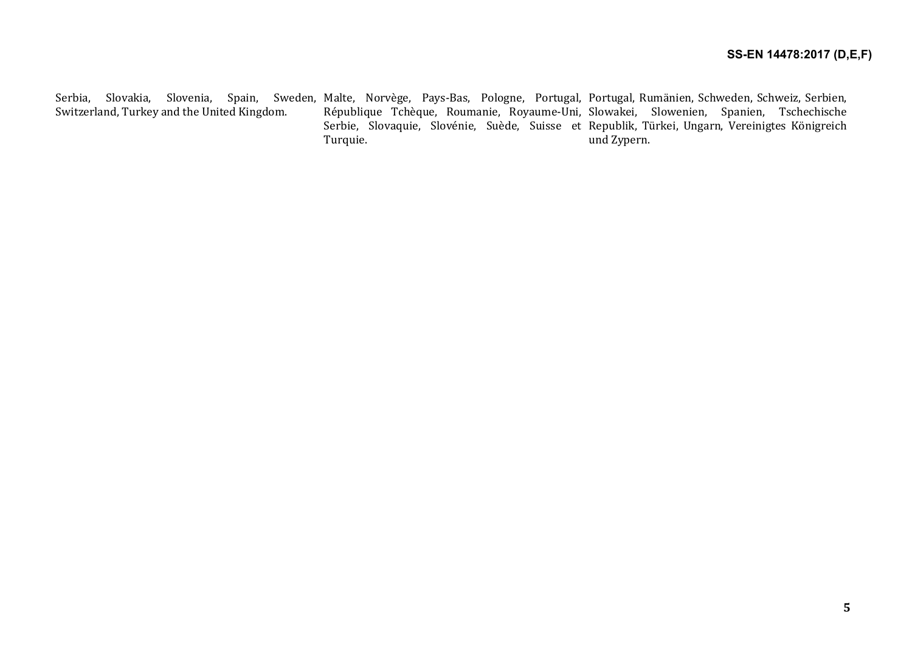Serbia, Slovakia, Slovenia, Spain, Sweden, Switzerland, Turkey and the United Kingdom.

Malte, Norvège, Pays-Bas, Pologne, Portugal, République Tchèque, Roumanie, Royaume-Uni, Serbie, Slovaquie, Slovénie, Suède, Suisse et Turquie.

Portugal, Rumänien, Schweden, Schweiz, Serbien, Slowakei, Slowenien, Spanien, Tschechische Republik, Türkei, Ungarn, Vereinigtes Königreich und Zypern.